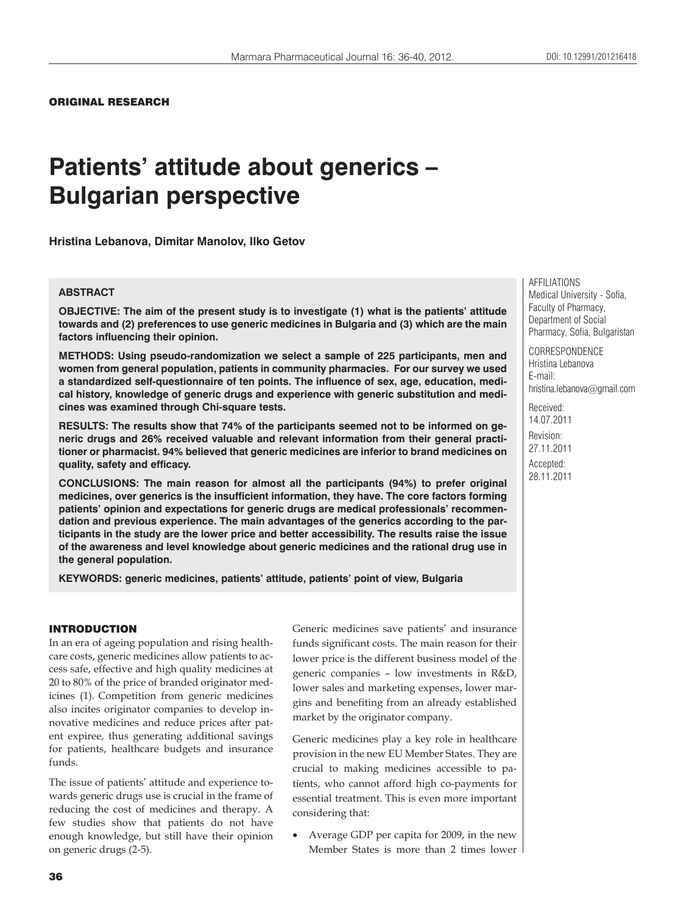ORIGINAL RESEARCH

# Patients' attitude about generics – Bulgarian perspective

**Hristina Lebanova, Dimitar Manolov, Ilko Getov**

AFFILIATIONS
Medical University - Sofia, Faculty of Pharmacy, Department of Social Pharmacy, Sofia, Bulgaristan

CORRESPONDENCE
Hristina Lebanova
E-mail: hristina.lebanova@gmail.com

Received: 14.07.2011
Revision: 27.11.2011
Accepted: 28.11.2011

## ABSTRACT

**OBJECTIVE: The aim of the present study is to investigate (1) what is the patients' attitude towards and (2) preferences to use generic medicines in Bulgaria and (3) which are the main factors influencing their opinion.**

**METHODS: Using pseudo-randomization we select a sample of 225 participants, men and women from general population, patients in community pharmacies. For our survey we used a standardized self-questionnaire of ten points. The influence of sex, age, education, medical history, knowledge of generic drugs and experience with generic substitution and medicines was examined through Chi-square tests.**

**RESULTS: The results show that 74% of the participants seemed not to be informed on generic drugs and 26% received valuable and relevant information from their general practitioner or pharmacist. 94% believed that generic medicines are inferior to brand medicines on quality, safety and efficacy.**

**CONCLUSIONS: The main reason for almost all the participants (94%) to prefer original medicines, over generics is the insufficient information, they have. The core factors forming patients' opinion and expectations for generic drugs are medical professionals' recommendation and previous experience. The main advantages of the generics according to the participants in the study are the lower price and better accessibility. The results raise the issue of the awareness and level knowledge about generic medicines and the rational drug use in the general population.**

**KEYWORDS: generic medicines, patients' attitude, patients' point of view, Bulgaria**

## INTRODUCTION

In an era of ageing population and rising healthcare costs, generic medicines allow patients to access safe, effective and high quality medicines at 20 to 80% of the price of branded originator medicines (1). Competition from generic medicines also incites originator companies to develop innovative medicines and reduce prices after patent expiree, thus generating additional savings for patients, healthcare budgets and insurance funds.

The issue of patients' attitude and experience towards generic drugs use is crucial in the frame of reducing the cost of medicines and therapy. A few studies show that patients do not have enough knowledge, but still have their opinion on generic drugs (2-5).

Generic medicines save patients' and insurance funds significant costs. The main reason for their lower price is the different business model of the generic companies – low investments in R&D, lower sales and marketing expenses, lower margins and benefiting from an already established market by the originator company.

Generic medicines play a key role in healthcare provision in the new EU Member States. They are crucial to making medicines accessible to patients, who cannot afford high co-payments for essential treatment. This is even more important considering that:

- Average GDP per capita for 2009, in the new Member States is more than 2 times lower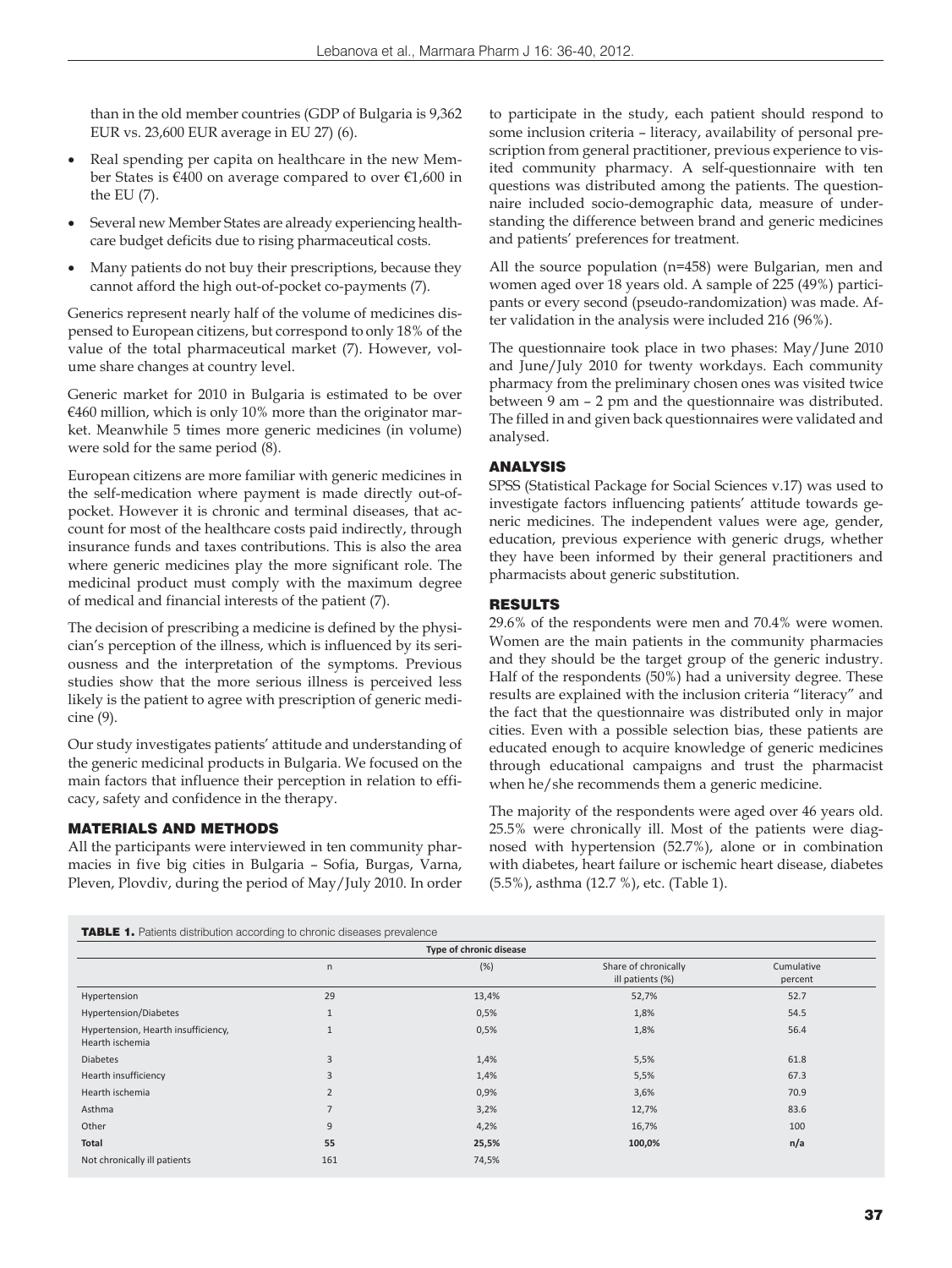than in the old member countries (GDP of Bulgaria is 9,362 EUR vs. 23,600 EUR average in EU 27) (6).

- Real spending per capita on healthcare in the new Member States is €400 on average compared to over €1,600 in the EU (7).
- Several new Member States are already experiencing healthcare budget deficits due to rising pharmaceutical costs.
- Many patients do not buy their prescriptions, because they cannot afford the high out-of-pocket co-payments (7).

Generics represent nearly half of the volume of medicines dispensed to European citizens, but correspond to only 18% of the value of the total pharmaceutical market (7). However, volume share changes at country level.

Generic market for 2010 in Bulgaria is estimated to be over €460 million, which is only 10% more than the originator market. Meanwhile 5 times more generic medicines (in volume) were sold for the same period (8).

European citizens are more familiar with generic medicines in the self-medication where payment is made directly out-of-pocket. However it is chronic and terminal diseases, that account for most of the healthcare costs paid indirectly, through insurance funds and taxes contributions. This is also the area where generic medicines play the more significant role. The medicinal product must comply with the maximum degree of medical and financial interests of the patient (7).

The decision of prescribing a medicine is defined by the physician's perception of the illness, which is influenced by its seriousness and the interpretation of the symptoms. Previous studies show that the more serious illness is perceived less likely is the patient to agree with prescription of generic medicine (9).

Our study investigates patients' attitude and understanding of the generic medicinal products in Bulgaria. We focused on the main factors that influence their perception in relation to efficacy, safety and confidence in the therapy.

## MATERIALS AND METHODS

All the participants were interviewed in ten community pharmacies in five big cities in Bulgaria – Sofia, Burgas, Varna, Pleven, Plovdiv, during the period of May/July 2010. In order to participate in the study, each patient should respond to some inclusion criteria – literacy, availability of personal prescription from general practitioner, previous experience to visited community pharmacy. A self-questionnaire with ten questions was distributed among the patients. The questionnaire included socio-demographic data, measure of understanding the difference between brand and generic medicines and patients' preferences for treatment.

All the source population (n=458) were Bulgarian, men and women aged over 18 years old. A sample of 225 (49%) participants or every second (pseudo-randomization) was made. After validation in the analysis were included 216 (96%).

The questionnaire took place in two phases: May/June 2010 and June/July 2010 for twenty workdays. Each community pharmacy from the preliminary chosen ones was visited twice between 9 am – 2 pm and the questionnaire was distributed. The filled in and given back questionnaires were validated and analysed.

## ANALYSIS

SPSS (Statistical Package for Social Sciences v.17) was used to investigate factors influencing patients' attitude towards generic medicines. The independent values were age, gender, education, previous experience with generic drugs, whether they have been informed by their general practitioners and pharmacists about generic substitution.

## RESULTS

29.6% of the respondents were men and 70.4% were women. Women are the main patients in the community pharmacies and they should be the target group of the generic industry. Half of the respondents (50%) had a university degree. These results are explained with the inclusion criteria "literacy" and the fact that the questionnaire was distributed only in major cities. Even with a possible selection bias, these patients are educated enough to acquire knowledge of generic medicines through educational campaigns and trust the pharmacist when he/she recommends them a generic medicine.

The majority of the respondents were aged over 46 years old. 25.5% were chronically ill. Most of the patients were diagnosed with hypertension (52.7%), alone or in combination with diabetes, heart failure or ischemic heart disease, diabetes (5.5%), asthma (12.7 %), etc. (Table 1).

**TABLE 1.** Patients distribution according to chronic diseases prevalence

| Type of chronic disease | | | | |
|---|---|---|---|---|
| | n | (%) | Share of chronically ill patients (%) | Cumulative percent |
| Hypertension | 29 | 13,4% | 52,7% | 52.7 |
| Hypertension/Diabetes | 1 | 0,5% | 1,8% | 54.5 |
| Hypertension, Hearth insufficiency, Hearth ischemia | 1 | 0,5% | 1,8% | 56.4 |
| Diabetes | 3 | 1,4% | 5,5% | 61.8 |
| Hearth insufficiency | 3 | 1,4% | 5,5% | 67.3 |
| Hearth ischemia | 2 | 0,9% | 3,6% | 70.9 |
| Asthma | 7 | 3,2% | 12,7% | 83.6 |
| Other | 9 | 4,2% | 16,7% | 100 |
| **Total** | **55** | **25,5%** | **100,0%** | **n/a** |
| Not chronically ill patients | 161 | 74,5% | | |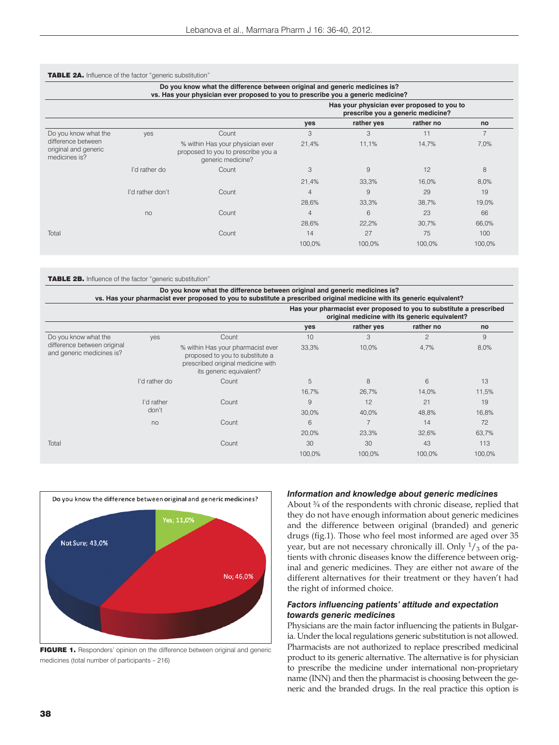**TABLE 2A.** Influence of the factor "generic substitution"

| Do you know what the difference between original and generic medicines is? vs. Has your physician ever proposed to you to prescribe you a generic medicine? | | | Has your physician ever proposed to you to prescribe you a generic medicine? | | | |
|---|---|---|---|---|---|---|
| | | | yes | rather yes | rather no | no |
| Do you know what the difference between original and generic medicines is? | yes | Count | 3 | 3 | 11 | 7 |
| | | % within Has your physician ever proposed to you to prescribe you a generic medicine? | 21,4% | 11,1% | 14,7% | 7,0% |
| | I'd rather do | Count | 3 | 9 | 12 | 8 |
| | | | 21,4% | 33,3% | 16,0% | 8,0% |
| | I'd rather don't | Count | 4 | 9 | 29 | 19 |
| | | | 28,6% | 33,3% | 38,7% | 19,0% |
| | no | Count | 4 | 6 | 23 | 66 |
| | | | 28,6% | 22,2% | 30,7% | 66,0% |
| Total | | Count | 14 | 27 | 75 | 100 |
| | | | 100,0% | 100,0% | 100,0% | 100,0% |

**TABLE 2B.** Influence of the factor "generic substitution"

| Do you know what the difference between original and generic medicines is? vs. Has your pharmacist ever proposed to you to substitute a prescribed original medicine with its generic equivalent? | | | Has your pharmacist ever proposed to you to substitute a prescribed original medicine with its generic equivalent? | | | |
|---|---|---|---|---|---|---|
| | | | yes | rather yes | rather no | no |
| Do you know what the difference between original and generic medicines is? | yes | Count | 10 | 3 | 2 | 9 |
| | | % within Has your pharmacist ever proposed to you to substitute a prescribed original medicine with its generic equivalent? | 33,3% | 10,0% | 4,7% | 8,0% |
| | I'd rather do | Count | 5 | 8 | 6 | 13 |
| | | | 16,7% | 26,7% | 14,0% | 11,5% |
| | I'd rather don't | Count | 9 | 12 | 21 | 19 |
| | | | 30,0% | 40,0% | 48,8% | 16,8% |
| | no | Count | 6 | 7 | 14 | 72 |
| | | | 20,0% | 23,3% | 32,6% | 63,7% |
| Total | | Count | 30 | 30 | 43 | 113 |
| | | | 100,0% | 100,0% | 100,0% | 100,0% |

Do you know the difference between original and generic medicines?

Yes; 11,0% — No; 46,0% — Not Sure; 43,0%

**FIGURE 1.** Responders' opinion on the difference between original and generic medicines (total number of participants – 216)

### *Information and knowledge about generic medicines*

About ¾ of the respondents with chronic disease, replied that they do not have enough information about generic medicines and the difference between original (branded) and generic drugs (fig.1). Those who feel most informed are aged over 35 year, but are not necessary chronically ill. Only $^{1}/_{3}$ of the patients with chronic diseases know the difference between original and generic medicines. They are either not aware of the different alternatives for their treatment or they haven't had the right of informed choice.

### *Factors influencing patients' attitude and expectation towards generic medicines*

Physicians are the main factor influencing the patients in Bulgaria. Under the local regulations generic substitution is not allowed. Pharmacists are not authorized to replace prescribed medicinal product to its generic alternative. The alternative is for physician to prescribe the medicine under international non-proprietary name (INN) and then the pharmacist is choosing between the generic and the branded drugs. In the real practice this option is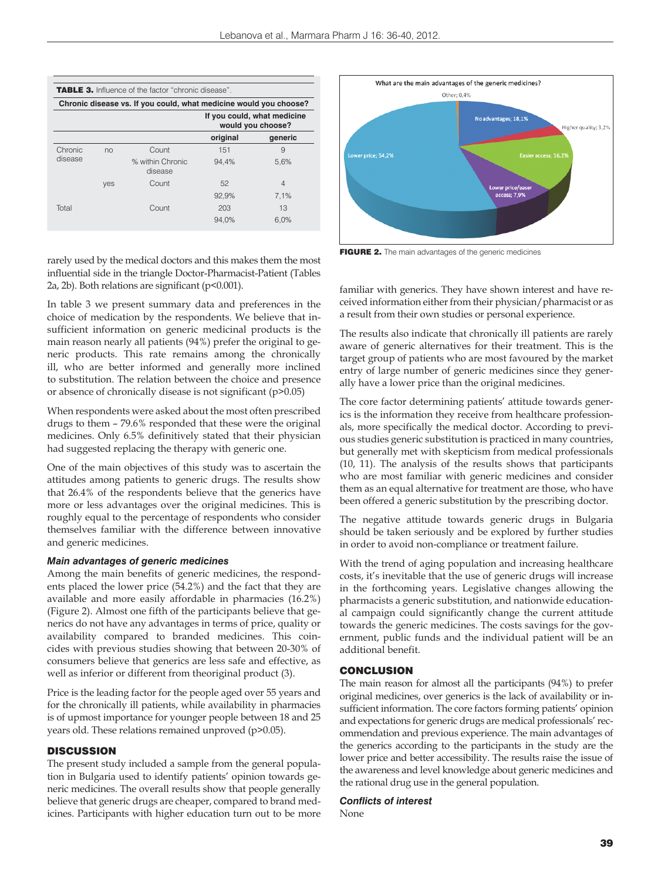**TABLE 3.** Influence of the factor "chronic disease".

| Chronic disease vs. If you could, what medicine would you choose? | | | | |
|---|---|---|---|---|
| | | | If you could, what medicine would you choose? | |
| | | | original | generic |
| Chronic disease | no | Count | 151 | 9 |
| | | % within Chronic disease | 94,4% | 5,6% |
| | yes | Count | 52 | 4 |
| | | | 92,9% | 7,1% |
| Total | | Count | 203 | 13 |
| | | | 94,0% | 6,0% |

rarely used by the medical doctors and this makes them the most influential side in the triangle Doctor-Pharmacist-Patient (Tables 2a, 2b). Both relations are significant ($p<0.001$).

In table 3 we present summary data and preferences in the choice of medication by the respondents. We believe that insufficient information on generic medicinal products is the main reason nearly all patients (94%) prefer the original to generic products. This rate remains among the chronically ill, who are better informed and generally more inclined to substitution. The relation between the choice and presence or absence of chronically disease is not significant ($p>0.05$)

When respondents were asked about the most often prescribed drugs to them – 79.6% responded that these were the original medicines. Only 6.5% definitively stated that their physician had suggested replacing the therapy with generic one.

One of the main objectives of this study was to ascertain the attitudes among patients to generic drugs. The results show that 26.4% of the respondents believe that the generics have more or less advantages over the original medicines. This is roughly equal to the percentage of respondents who consider themselves familiar with the difference between innovative and generic medicines.

### *Main advantages of generic medicines*

Among the main benefits of generic medicines, the respondents placed the lower price (54.2%) and the fact that they are available and more easily affordable in pharmacies (16.2%) (Figure 2). Almost one fifth of the participants believe that generics do not have any advantages in terms of price, quality or availability compared to branded medicines. This coincides with previous studies showing that between 20-30% of consumers believe that generics are less safe and effective, as well as inferior or different from theoriginal product (3).

Price is the leading factor for the people aged over 55 years and for the chronically ill patients, while availability in pharmacies is of upmost importance for younger people between 18 and 25 years old. These relations remained unproved ($p>0.05$).

## DISCUSSION

The present study included a sample from the general population in Bulgaria used to identify patients' opinion towards generic medicines. The overall results show that people generally believe that generic drugs are cheaper, compared to brand medicines. Participants with higher education turn out to be more familiar with generics. They have shown interest and have received information either from their physician/pharmacist or as a result from their own studies or personal experience.

The results also indicate that chronically ill patients are rarely aware of generic alternatives for their treatment. This is the target group of patients who are most favoured by the market entry of large number of generic medicines since they generally have a lower price than the original medicines.

The core factor determining patients' attitude towards generics is the information they receive from healthcare professionals, more specifically the medical doctor. According to previous studies generic substitution is practiced in many countries, but generally met with skepticism from medical professionals (10, 11). The analysis of the results shows that participants who are most familiar with generic medicines and consider them as an equal alternative for treatment are those, who have been offered a generic substitution by the prescribing doctor.

The negative attitude towards generic drugs in Bulgaria should be taken seriously and be explored by further studies in order to avoid non-compliance or treatment failure.

With the trend of aging population and increasing healthcare costs, it's inevitable that the use of generic drugs will increase in the forthcoming years. Legislative changes allowing the pharmacists a generic substitution, and nationwide educational campaign could significantly change the current attitude towards the generic medicines. The costs savings for the government, public funds and the individual patient will be an additional benefit.

**FIGURE 2.** The main advantages of the generic medicines

## CONCLUSION

The main reason for almost all the participants (94%) to prefer original medicines, over generics is the lack of availability or insufficient information. The core factors forming patients' opinion and expectations for generic drugs are medical professionals' recommendation and previous experience. The main advantages of the generics according to the participants in the study are the lower price and better accessibility. The results raise the issue of the awareness and level knowledge about generic medicines and the rational drug use in the general population.

### *Conflicts of interest*

None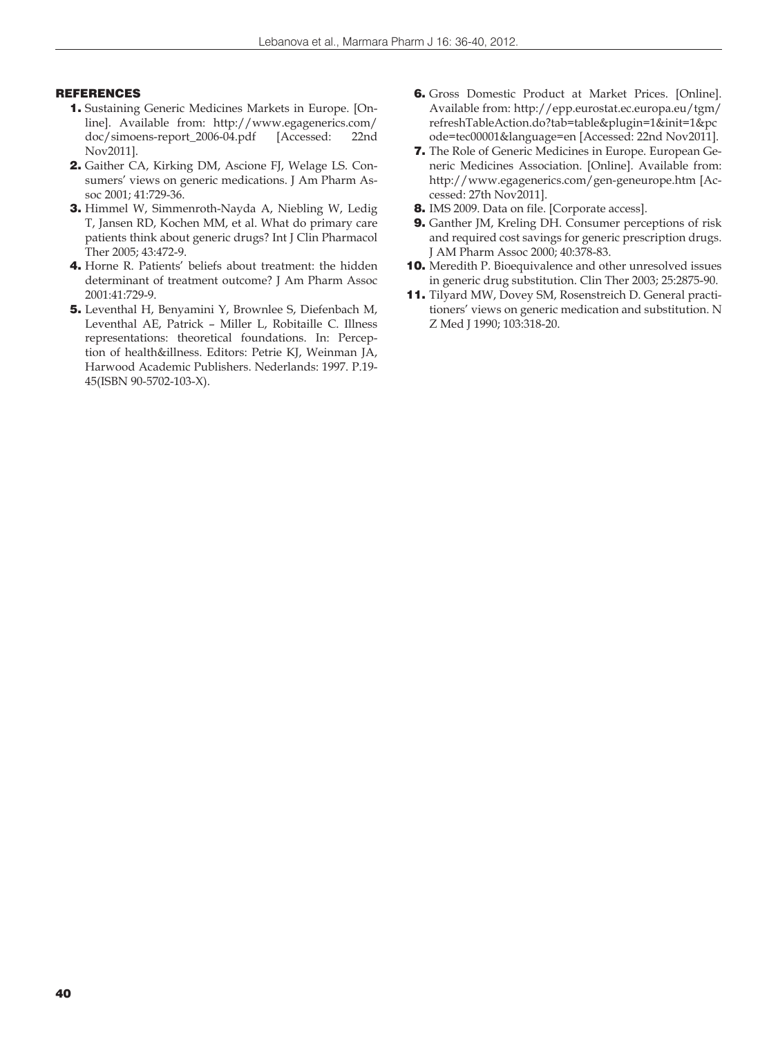## REFERENCES

1. Sustaining Generic Medicines Markets in Europe. [Online]. Available from: http://www.egagenerics.com/doc/simoens-report_2006-04.pdf [Accessed: 22nd Nov2011].
2. Gaither CA, Kirking DM, Ascione FJ, Welage LS. Consumers' views on generic medications. J Am Pharm Assoc 2001; 41:729-36.
3. Himmel W, Simmenroth-Nayda A, Niebling W, Ledig T, Jansen RD, Kochen MM, et al. What do primary care patients think about generic drugs? Int J Clin Pharmacol Ther 2005; 43:472-9.
4. Horne R. Patients' beliefs about treatment: the hidden determinant of treatment outcome? J Am Pharm Assoc 2001:41:729-9.
5. Leventhal H, Benyamini Y, Brownlee S, Diefenbach M, Leventhal AE, Patrick – Miller L, Robitaille C. Illness representations: theoretical foundations. In: Perception of health&illness. Editors: Petrie KJ, Weinman JA, Harwood Academic Publishers. Nederlands: 1997. P.19-45(ISBN 90-5702-103-X).
6. Gross Domestic Product at Market Prices. [Online]. Available from: http://epp.eurostat.ec.europa.eu/tgm/refreshTableAction.do?tab=table&plugin=1&init=1&pcode=tec00001&language=en [Accessed: 22nd Nov2011].
7. The Role of Generic Medicines in Europe. European Generic Medicines Association. [Online]. Available from: http://www.egagenerics.com/gen-geneurope.htm [Accessed: 27th Nov2011].
8. IMS 2009. Data on file. [Corporate access].
9. Ganther JM, Kreling DH. Consumer perceptions of risk and required cost savings for generic prescription drugs. J AM Pharm Assoc 2000; 40:378-83.
10. Meredith P. Bioequivalence and other unresolved issues in generic drug substitution. Clin Ther 2003; 25:2875-90.
11. Tilyard MW, Dovey SM, Rosenstreich D. General practitioners' views on generic medication and substitution. N Z Med J 1990; 103:318-20.